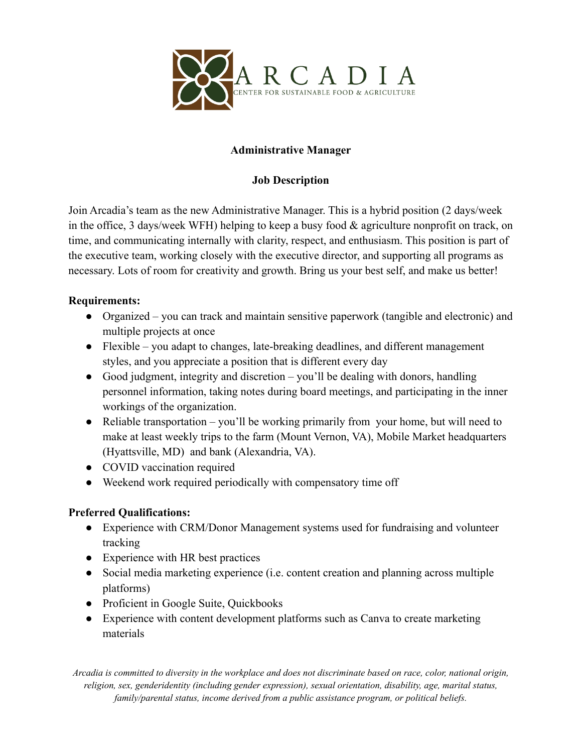ARCADIA
CENTER FOR SUSTAINABLE FOOD & AGRICULTURE

**Administrative Manager**

**Job Description**

Join Arcadia's team as the new Administrative Manager. This is a hybrid position (2 days/week in the office, 3 days/week WFH) helping to keep a busy food & agriculture nonprofit on track, on time, and communicating internally with clarity, respect, and enthusiasm. This position is part of the executive team, working closely with the executive director, and supporting all programs as necessary. Lots of room for creativity and growth. Bring us your best self, and make us better!

**Requirements:**

- Organized – you can track and maintain sensitive paperwork (tangible and electronic) and multiple projects at once
- Flexible – you adapt to changes, late-breaking deadlines, and different management styles, and you appreciate a position that is different every day
- Good judgment, integrity and discretion – you'll be dealing with donors, handling personnel information, taking notes during board meetings, and participating in the inner workings of the organization.
- Reliable transportation – you'll be working primarily from your home, but will need to make at least weekly trips to the farm (Mount Vernon, VA), Mobile Market headquarters (Hyattsville, MD) and bank (Alexandria, VA).
- COVID vaccination required
- Weekend work required periodically with compensatory time off

**Preferred Qualifications:**

- Experience with CRM/Donor Management systems used for fundraising and volunteer tracking
- Experience with HR best practices
- Social media marketing experience (i.e. content creation and planning across multiple platforms)
- Proficient in Google Suite, Quickbooks
- Experience with content development platforms such as Canva to create marketing materials

*Arcadia is committed to diversity in the workplace and does not discriminate based on race, color, national origin, religion, sex, genderidentity (including gender expression), sexual orientation, disability, age, marital status, family/parental status, income derived from a public assistance program, or political beliefs.*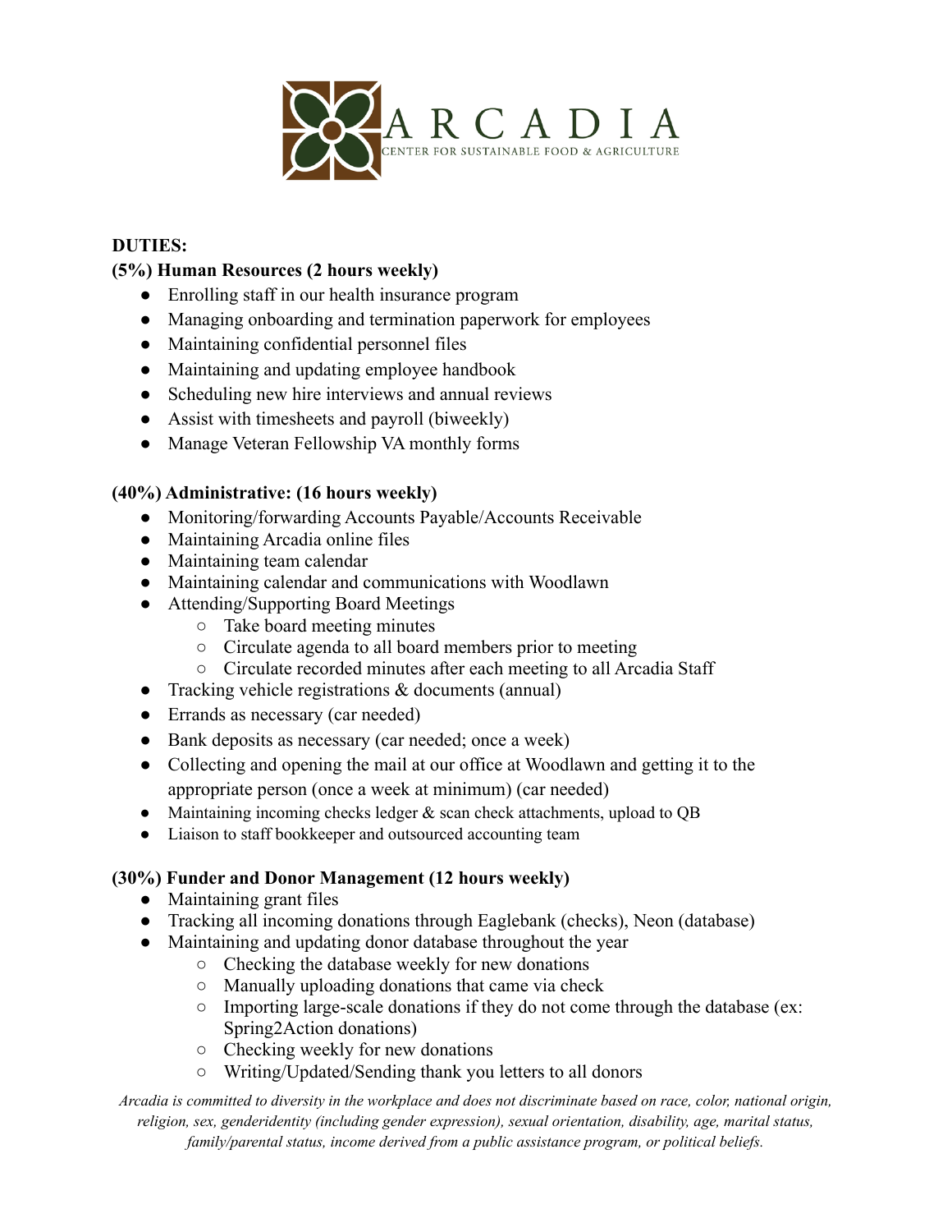ARCADIA

CENTER FOR SUSTAINABLE FOOD & AGRICULTURE

**DUTIES:**

**(5%) Human Resources (2 hours weekly)**

- Enrolling staff in our health insurance program
- Managing onboarding and termination paperwork for employees
- Maintaining confidential personnel files
- Maintaining and updating employee handbook
- Scheduling new hire interviews and annual reviews
- Assist with timesheets and payroll (biweekly)
- Manage Veteran Fellowship VA monthly forms

**(40%) Administrative: (16 hours weekly)**

- Monitoring/forwarding Accounts Payable/Accounts Receivable
- Maintaining Arcadia online files
- Maintaining team calendar
- Maintaining calendar and communications with Woodlawn
- Attending/Supporting Board Meetings
  - Take board meeting minutes
  - Circulate agenda to all board members prior to meeting
  - Circulate recorded minutes after each meeting to all Arcadia Staff
- Tracking vehicle registrations & documents (annual)
- Errands as necessary (car needed)
- Bank deposits as necessary (car needed; once a week)
- Collecting and opening the mail at our office at Woodlawn and getting it to the appropriate person (once a week at minimum) (car needed)
- Maintaining incoming checks ledger & scan check attachments, upload to QB
- Liaison to staff bookkeeper and outsourced accounting team

**(30%) Funder and Donor Management (12 hours weekly)**

- Maintaining grant files
- Tracking all incoming donations through Eaglebank (checks), Neon (database)
- Maintaining and updating donor database throughout the year
  - Checking the database weekly for new donations
  - Manually uploading donations that came via check
  - Importing large-scale donations if they do not come through the database (ex: Spring2Action donations)
  - Checking weekly for new donations
  - Writing/Updated/Sending thank you letters to all donors

*Arcadia is committed to diversity in the workplace and does not discriminate based on race, color, national origin, religion, sex, genderidentity (including gender expression), sexual orientation, disability, age, marital status, family/parental status, income derived from a public assistance program, or political beliefs.*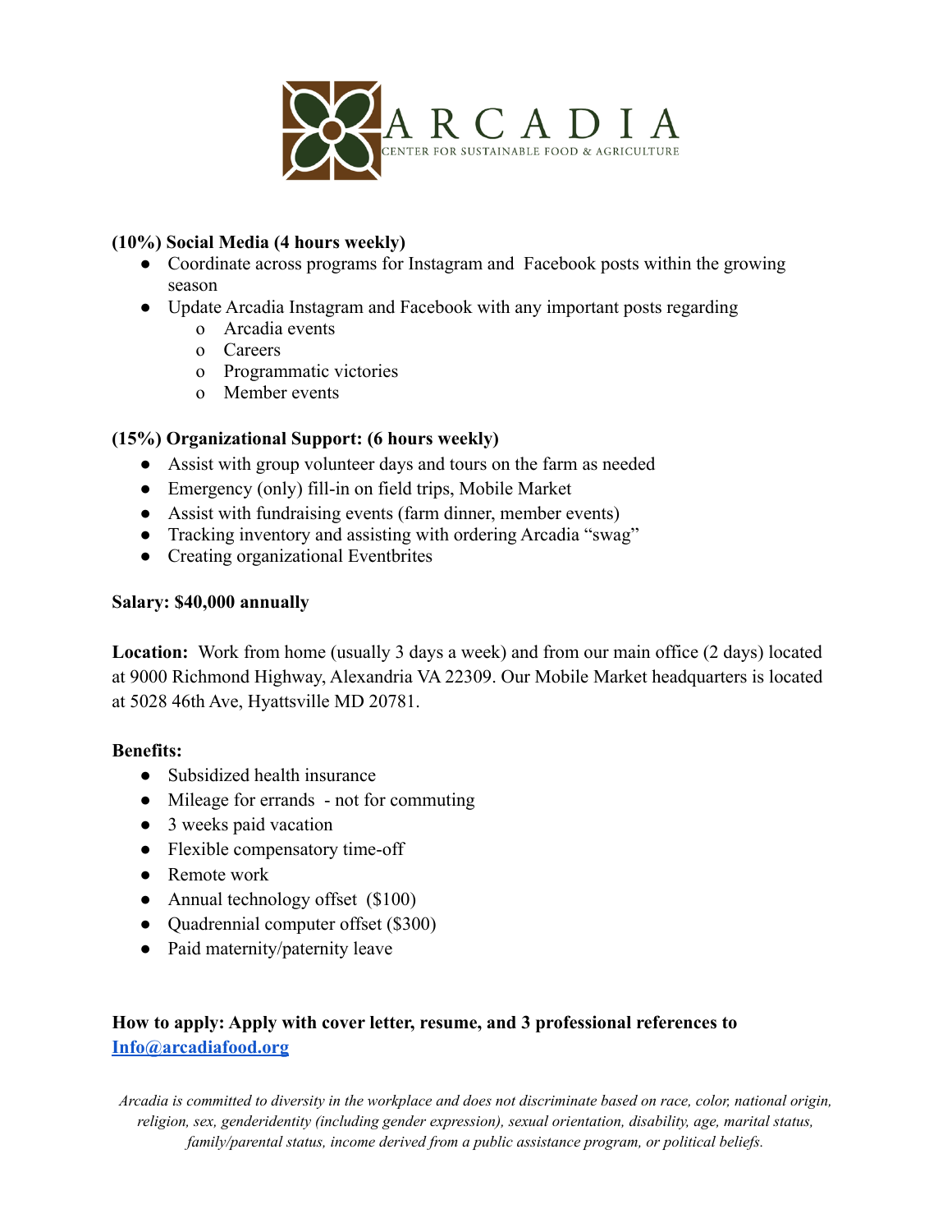ARCADIA

CENTER FOR SUSTAINABLE FOOD & AGRICULTURE

**(10%) Social Media (4 hours weekly)**

- Coordinate across programs for Instagram and Facebook posts within the growing season
- Update Arcadia Instagram and Facebook with any important posts regarding
  - Arcadia events
  - Careers
  - Programmatic victories
  - Member events

**(15%) Organizational Support: (6 hours weekly)**

- Assist with group volunteer days and tours on the farm as needed
- Emergency (only) fill-in on field trips, Mobile Market
- Assist with fundraising events (farm dinner, member events)
- Tracking inventory and assisting with ordering Arcadia "swag"
- Creating organizational Eventbrites

**Salary: $40,000 annually**

**Location:** Work from home (usually 3 days a week) and from our main office (2 days) located at 9000 Richmond Highway, Alexandria VA 22309. Our Mobile Market headquarters is located at 5028 46th Ave, Hyattsville MD 20781.

**Benefits:**

- Subsidized health insurance
- Mileage for errands - not for commuting
- 3 weeks paid vacation
- Flexible compensatory time-off
- Remote work
- Annual technology offset ($100)
- Quadrennial computer offset ($300)
- Paid maternity/paternity leave

**How to apply: Apply with cover letter, resume, and 3 professional references to [Info@arcadiafood.org](mailto:Info@arcadiafood.org)**

*Arcadia is committed to diversity in the workplace and does not discriminate based on race, color, national origin, religion, sex, genderidentity (including gender expression), sexual orientation, disability, age, marital status, family/parental status, income derived from a public assistance program, or political beliefs.*